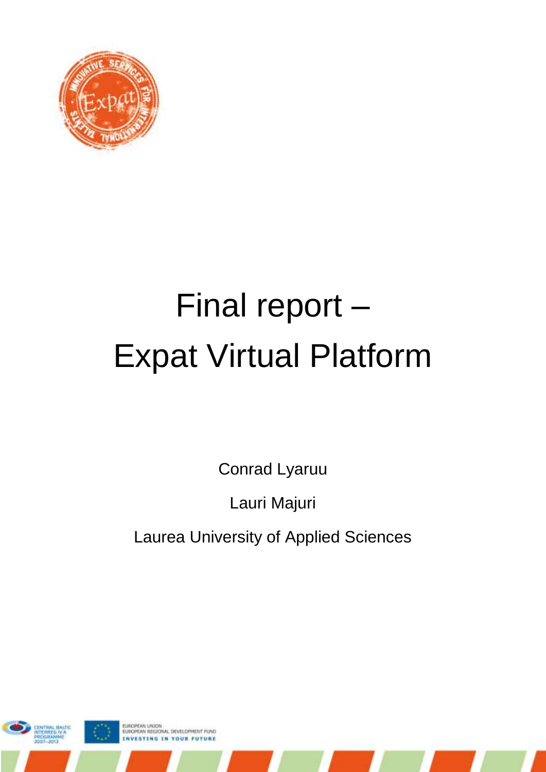# Final report – Expat Virtual Platform

Conrad Lyaruu

Lauri Majuri

Laurea University of Applied Sciences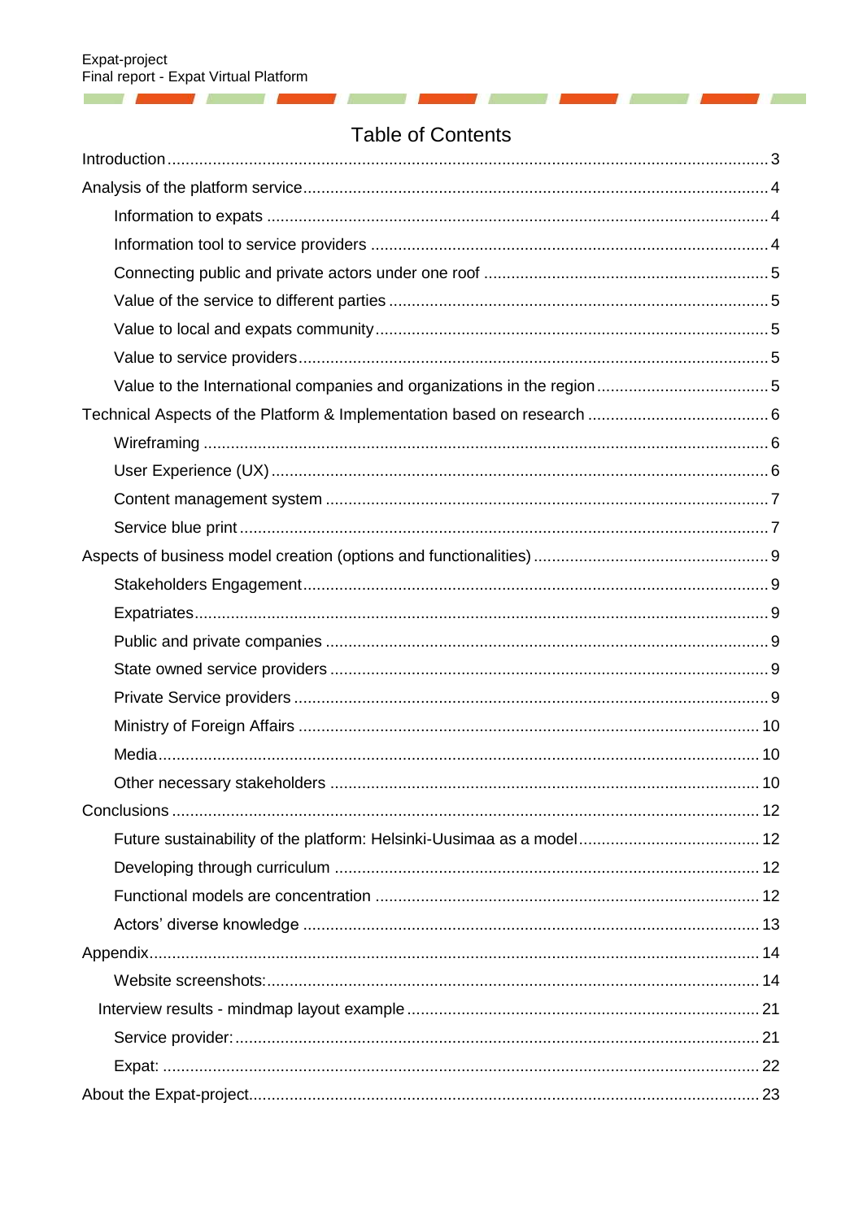# Table of Contents

- Introduction ..... 3
- Analysis of the platform service ..... 4
  - Information to expats ..... 4
  - Information tool to service providers ..... 4
  - Connecting public and private actors under one roof ..... 5
  - Value of the service to different parties ..... 5
  - Value to local and expats community ..... 5
  - Value to service providers ..... 5
  - Value to the International companies and organizations in the region ..... 5
- Technical Aspects of the Platform & Implementation based on research ..... 6
  - Wireframing ..... 6
  - User Experience (UX) ..... 6
  - Content management system ..... 7
  - Service blue print ..... 7
- Aspects of business model creation (options and functionalities) ..... 9
  - Stakeholders Engagement ..... 9
  - Expatriates ..... 9
  - Public and private companies ..... 9
  - State owned service providers ..... 9
  - Private Service providers ..... 9
  - Ministry of Foreign Affairs ..... 10
  - Media ..... 10
  - Other necessary stakeholders ..... 10
- Conclusions ..... 12
  - Future sustainability of the platform: Helsinki-Uusimaa as a model ..... 12
  - Developing through curriculum ..... 12
  - Functional models are concentration ..... 12
  - Actors' diverse knowledge ..... 13
- Appendix ..... 14
  - Website screenshots: ..... 14
  - Interview results - mindmap layout example ..... 21
  - Service provider: ..... 21
  - Expat: ..... 22
- About the Expat-project ..... 23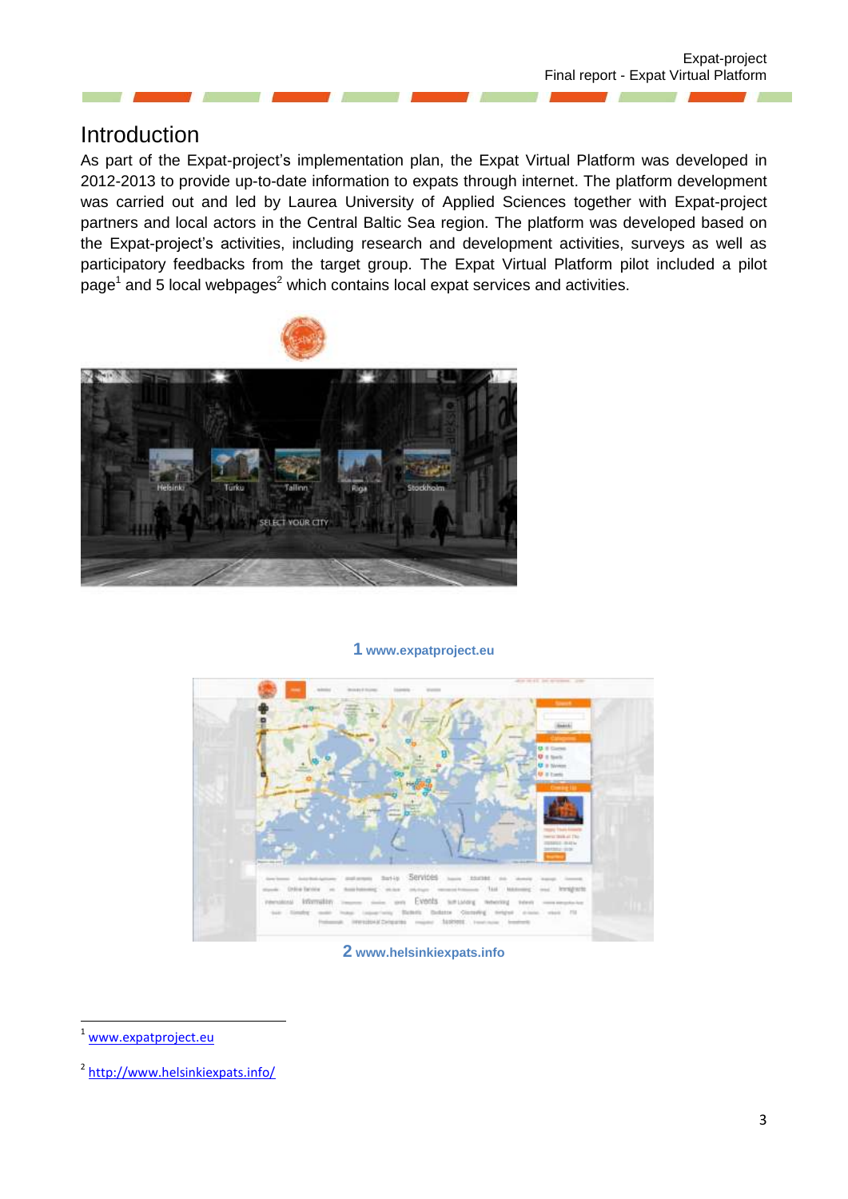# Introduction

As part of the Expat-project's implementation plan, the Expat Virtual Platform was developed in 2012-2013 to provide up-to-date information to expats through internet. The platform development was carried out and led by Laurea University of Applied Sciences together with Expat-project partners and local actors in the Central Baltic Sea region. The platform was developed based on the Expat-project's activities, including research and development activities, surveys as well as participatory feedbacks from the target group. The Expat Virtual Platform pilot included a pilot page[1] and 5 local webpages[2] which contains local expat services and activities.

**1** www.expatproject.eu

**2** www.helsinkiexpats.info

---

[1] www.expatproject.eu

[2] http://www.helsinkiexpats.info/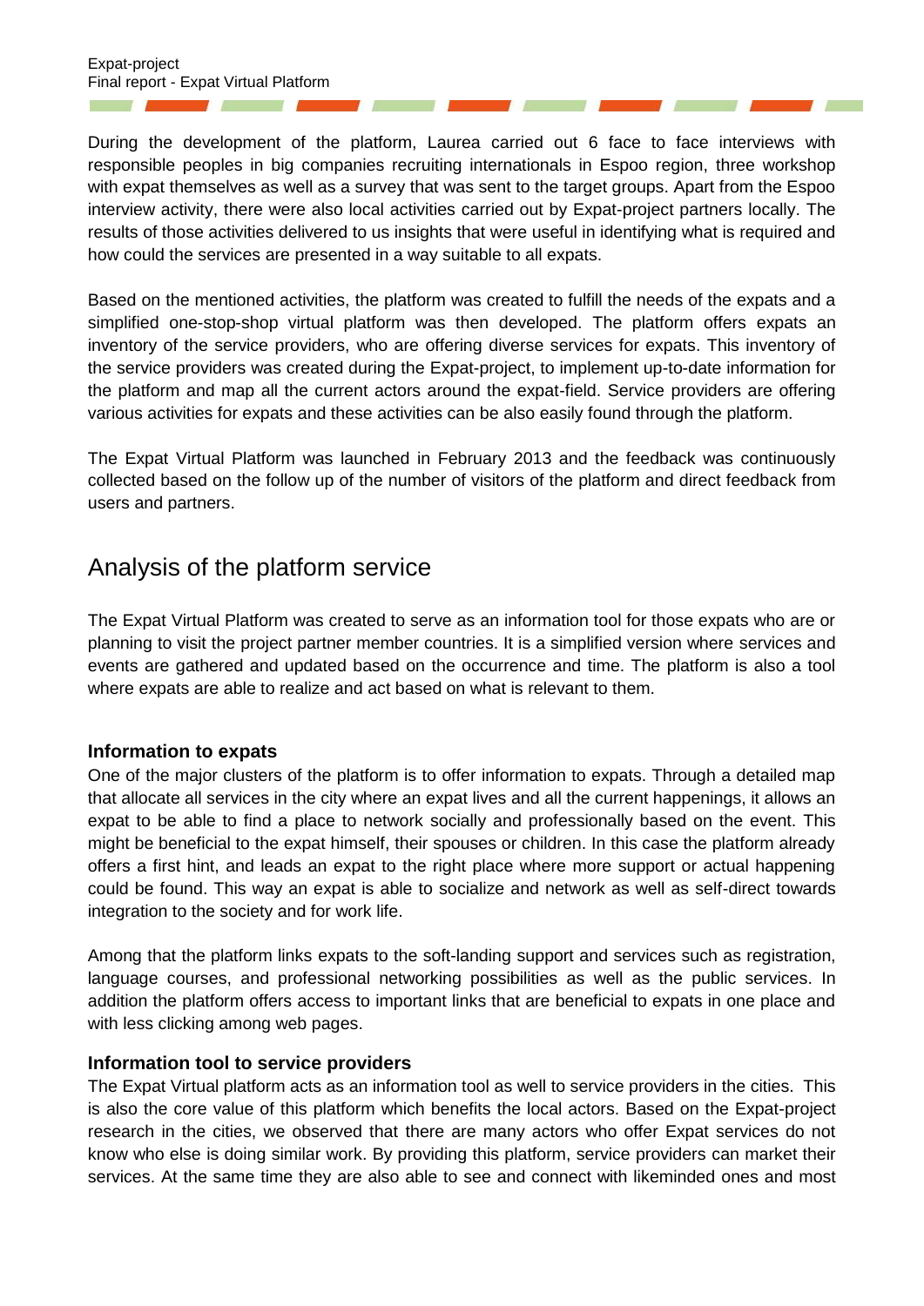During the development of the platform, Laurea carried out 6 face to face interviews with responsible peoples in big companies recruiting internationals in Espoo region, three workshop with expat themselves as well as a survey that was sent to the target groups. Apart from the Espoo interview activity, there were also local activities carried out by Expat-project partners locally. The results of those activities delivered to us insights that were useful in identifying what is required and how could the services are presented in a way suitable to all expats.

Based on the mentioned activities, the platform was created to fulfill the needs of the expats and a simplified one-stop-shop virtual platform was then developed. The platform offers expats an inventory of the service providers, who are offering diverse services for expats. This inventory of the service providers was created during the Expat-project, to implement up-to-date information for the platform and map all the current actors around the expat-field. Service providers are offering various activities for expats and these activities can be also easily found through the platform.

The Expat Virtual Platform was launched in February 2013 and the feedback was continuously collected based on the follow up of the number of visitors of the platform and direct feedback from users and partners.

## Analysis of the platform service

The Expat Virtual Platform was created to serve as an information tool for those expats who are or planning to visit the project partner member countries. It is a simplified version where services and events are gathered and updated based on the occurrence and time. The platform is also a tool where expats are able to realize and act based on what is relevant to them.

### Information to expats

One of the major clusters of the platform is to offer information to expats. Through a detailed map that allocate all services in the city where an expat lives and all the current happenings, it allows an expat to be able to find a place to network socially and professionally based on the event. This might be beneficial to the expat himself, their spouses or children. In this case the platform already offers a first hint, and leads an expat to the right place where more support or actual happening could be found. This way an expat is able to socialize and network as well as self-direct towards integration to the society and for work life.

Among that the platform links expats to the soft-landing support and services such as registration, language courses, and professional networking possibilities as well as the public services. In addition the platform offers access to important links that are beneficial to expats in one place and with less clicking among web pages.

### Information tool to service providers

The Expat Virtual platform acts as an information tool as well to service providers in the cities. This is also the core value of this platform which benefits the local actors. Based on the Expat-project research in the cities, we observed that there are many actors who offer Expat services do not know who else is doing similar work. By providing this platform, service providers can market their services. At the same time they are also able to see and connect with likeminded ones and most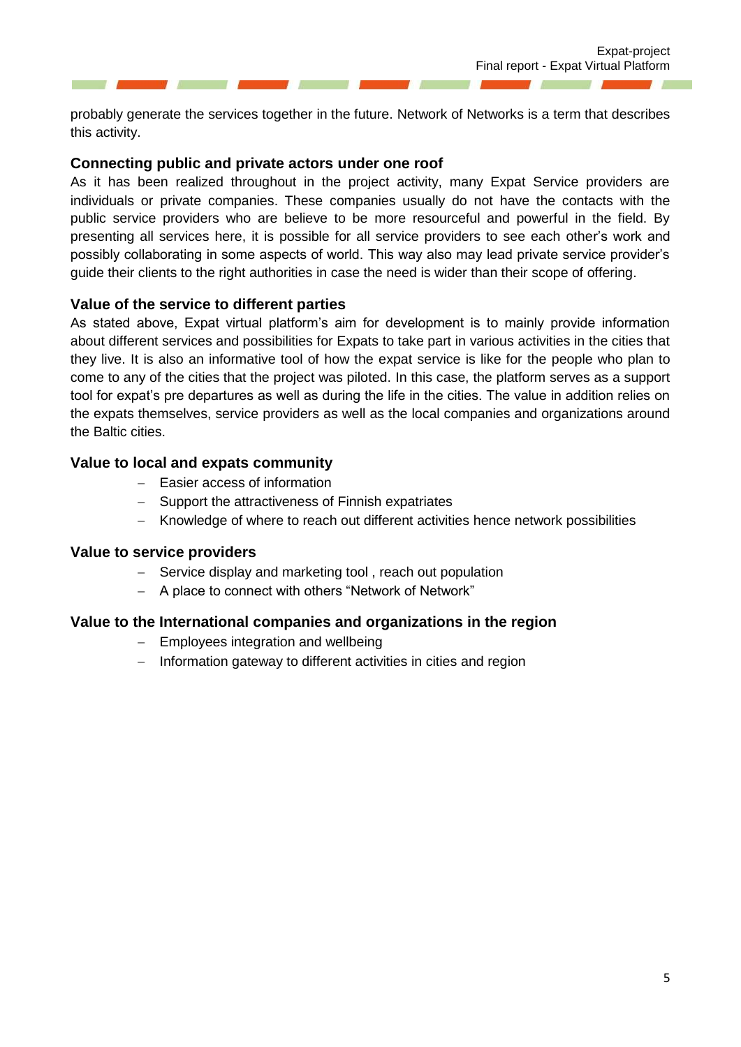probably generate the services together in the future. Network of Networks is a term that describes this activity.

### Connecting public and private actors under one roof

As it has been realized throughout in the project activity, many Expat Service providers are individuals or private companies. These companies usually do not have the contacts with the public service providers who are believe to be more resourceful and powerful in the field. By presenting all services here, it is possible for all service providers to see each other's work and possibly collaborating in some aspects of world. This way also may lead private service provider's guide their clients to the right authorities in case the need is wider than their scope of offering.

### Value of the service to different parties

As stated above, Expat virtual platform's aim for development is to mainly provide information about different services and possibilities for Expats to take part in various activities in the cities that they live. It is also an informative tool of how the expat service is like for the people who plan to come to any of the cities that the project was piloted. In this case, the platform serves as a support tool for expat's pre departures as well as during the life in the cities. The value in addition relies on the expats themselves, service providers as well as the local companies and organizations around the Baltic cities.

### Value to local and expats community

- Easier access of information
- Support the attractiveness of Finnish expatriates
- Knowledge of where to reach out different activities hence network possibilities

### Value to service providers

- Service display and marketing tool , reach out population
- A place to connect with others "Network of Network"

### Value to the International companies and organizations in the region

- Employees integration and wellbeing
- Information gateway to different activities in cities and region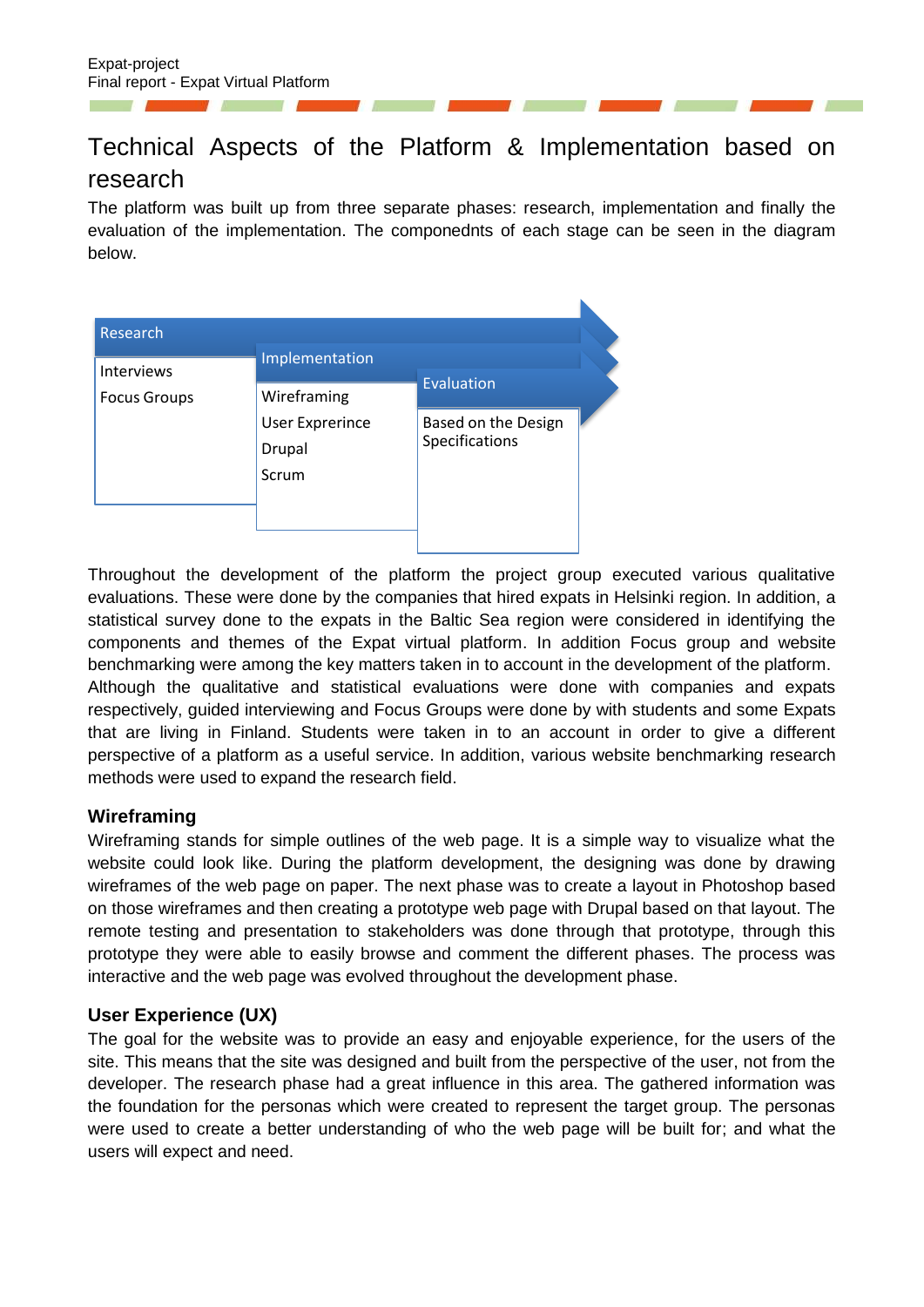# Technical Aspects of the Platform & Implementation based on research

The platform was built up from three separate phases: research, implementation and finally the evaluation of the implementation. The componednts of each stage can be seen in the diagram below.

| Research | Implementation | Evaluation |
|---|---|---|
| Interviews | Wireframing | Based on the Design Specifications |
| Focus Groups | User Exprerince | |
| | Drupal | |
| | Scrum | |

Throughout the development of the platform the project group executed various qualitative evaluations. These were done by the companies that hired expats in Helsinki region. In addition, a statistical survey done to the expats in the Baltic Sea region were considered in identifying the components and themes of the Expat virtual platform. In addition Focus group and website benchmarking were among the key matters taken in to account in the development of the platform. Although the qualitative and statistical evaluations were done with companies and expats respectively, guided interviewing and Focus Groups were done by with students and some Expats that are living in Finland. Students were taken in to an account in order to give a different perspective of a platform as a useful service. In addition, various website benchmarking research methods were used to expand the research field.

### Wireframing

Wireframing stands for simple outlines of the web page. It is a simple way to visualize what the website could look like. During the platform development, the designing was done by drawing wireframes of the web page on paper. The next phase was to create a layout in Photoshop based on those wireframes and then creating a prototype web page with Drupal based on that layout. The remote testing and presentation to stakeholders was done through that prototype, through this prototype they were able to easily browse and comment the different phases. The process was interactive and the web page was evolved throughout the development phase.

### User Experience (UX)

The goal for the website was to provide an easy and enjoyable experience, for the users of the site. This means that the site was designed and built from the perspective of the user, not from the developer. The research phase had a great influence in this area. The gathered information was the foundation for the personas which were created to represent the target group. The personas were used to create a better understanding of who the web page will be built for; and what the users will expect and need.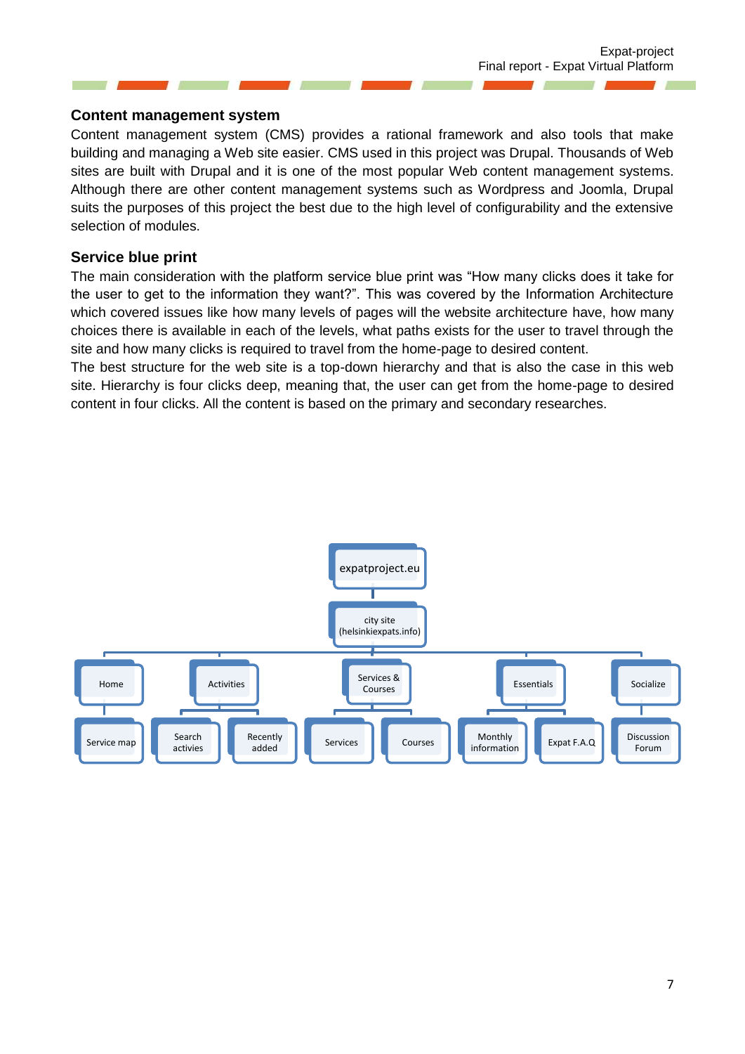### Content management system

Content management system (CMS) provides a rational framework and also tools that make building and managing a Web site easier. CMS used in this project was Drupal. Thousands of Web sites are built with Drupal and it is one of the most popular Web content management systems. Although there are other content management systems such as Wordpress and Joomla, Drupal suits the purposes of this project the best due to the high level of configurability and the extensive selection of modules.

### Service blue print

The main consideration with the platform service blue print was "How many clicks does it take for the user to get to the information they want?". This was covered by the Information Architecture which covered issues like how many levels of pages will the website architecture have, how many choices there is available in each of the levels, what paths exists for the user to travel through the site and how many clicks is required to travel from the home-page to desired content.

The best structure for the web site is a top-down hierarchy and that is also the case in this web site. Hierarchy is four clicks deep, meaning that, the user can get from the home-page to desired content in four clicks. All the content is based on the primary and secondary researches.

- expatproject.eu
  - city site (helsinkiexpats.info)
    - Home
      - Service map
    - Activities
      - Search activies
      - Recently added
    - Services & Courses
      - Services
      - Courses
    - Essentials
      - Monthly information
      - Expat F.A.Q
    - Socialize
      - Discussion Forum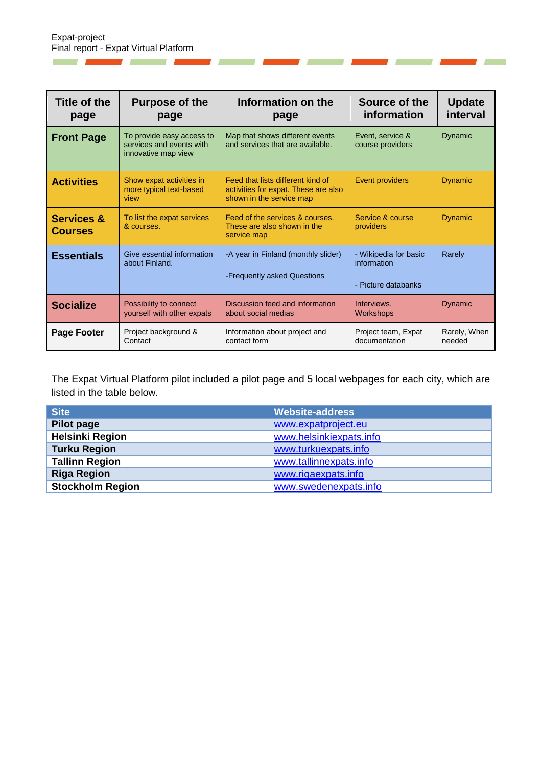| Title of the page | Purpose of the page | Information on the page | Source of the information | Update interval |
|---|---|---|---|---|
| **Front Page** | To provide easy access to services and events with innovative map view | Map that shows different events and services that are available. | Event, service & course providers | Dynamic |
| **Activities** | Show expat activities in more typical text-based view | Feed that lists different kind of activities for expat. These are also shown in the service map | Event providers | Dynamic |
| **Services & Courses** | To list the expat services & courses. | Feed of the services & courses. These are also shown in the service map | Service & course providers | Dynamic |
| **Essentials** | Give essential information about Finland. | -A year in Finland (monthly slider)<br><br>-Frequently asked Questions | - Wikipedia for basic information<br><br>- Picture databanks | Rarely |
| **Socialize** | Possibility to connect yourself with other expats | Discussion feed and information about social medias | Interviews, Workshops | Dynamic |
| **Page Footer** | Project background & Contact | Information about project and contact form | Project team, Expat documentation | Rarely, When needed |

The Expat Virtual Platform pilot included a pilot page and 5 local webpages for each city, which are listed in the table below.

| Site | Website-address |
|---|---|
| **Pilot page** | www.expatproject.eu |
| **Helsinki Region** | www.helsinkiexpats.info |
| **Turku Region** | www.turkuexpats.info |
| **Tallinn Region** | www.tallinnexpats.info |
| **Riga Region** | www.rigaexpats.info |
| **Stockholm Region** | www.swedenexpats.info |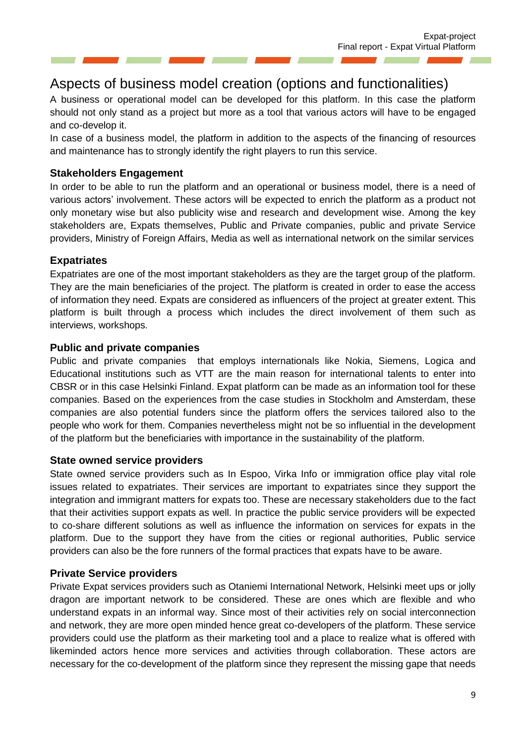# Aspects of business model creation (options and functionalities)

A business or operational model can be developed for this platform. In this case the platform should not only stand as a project but more as a tool that various actors will have to be engaged and co-develop it.

In case of a business model, the platform in addition to the aspects of the financing of resources and maintenance has to strongly identify the right players to run this service.

### Stakeholders Engagement

In order to be able to run the platform and an operational or business model, there is a need of various actors' involvement. These actors will be expected to enrich the platform as a product not only monetary wise but also publicity wise and research and development wise. Among the key stakeholders are, Expats themselves, Public and Private companies, public and private Service providers, Ministry of Foreign Affairs, Media as well as international network on the similar services

### Expatriates

Expatriates are one of the most important stakeholders as they are the target group of the platform. They are the main beneficiaries of the project. The platform is created in order to ease the access of information they need. Expats are considered as influencers of the project at greater extent. This platform is built through a process which includes the direct involvement of them such as interviews, workshops.

### Public and private companies

Public and private companies that employs internationals like Nokia, Siemens, Logica and Educational institutions such as VTT are the main reason for international talents to enter into CBSR or in this case Helsinki Finland. Expat platform can be made as an information tool for these companies. Based on the experiences from the case studies in Stockholm and Amsterdam, these companies are also potential funders since the platform offers the services tailored also to the people who work for them. Companies nevertheless might not be so influential in the development of the platform but the beneficiaries with importance in the sustainability of the platform.

### State owned service providers

State owned service providers such as In Espoo, Virka Info or immigration office play vital role issues related to expatriates. Their services are important to expatriates since they support the integration and immigrant matters for expats too. These are necessary stakeholders due to the fact that their activities support expats as well. In practice the public service providers will be expected to co-share different solutions as well as influence the information on services for expats in the platform. Due to the support they have from the cities or regional authorities, Public service providers can also be the fore runners of the formal practices that expats have to be aware.

### Private Service providers

Private Expat services providers such as Otaniemi International Network, Helsinki meet ups or jolly dragon are important network to be considered. These are ones which are flexible and who understand expats in an informal way. Since most of their activities rely on social interconnection and network, they are more open minded hence great co-developers of the platform. These service providers could use the platform as their marketing tool and a place to realize what is offered with likeminded actors hence more services and activities through collaboration. These actors are necessary for the co-development of the platform since they represent the missing gape that needs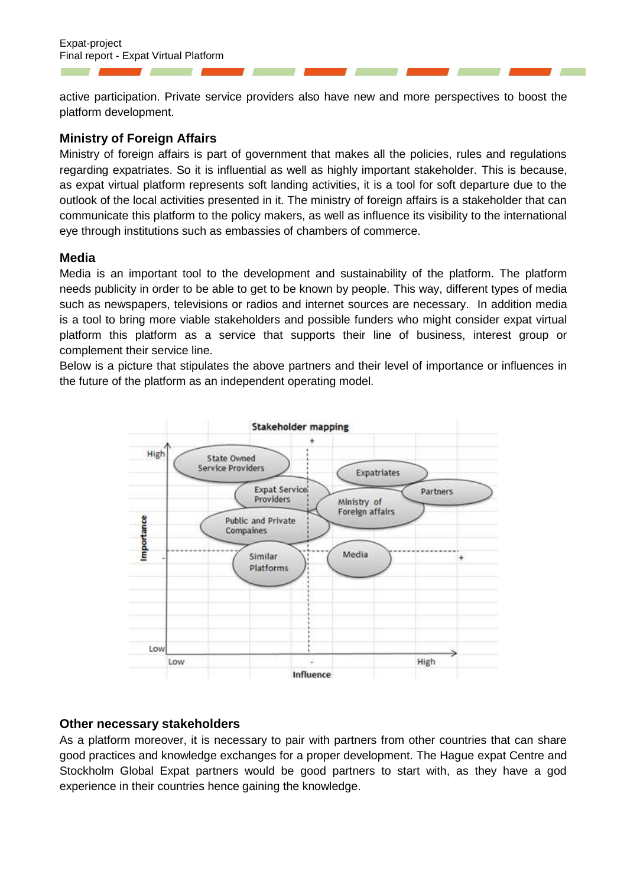active participation. Private service providers also have new and more perspectives to boost the platform development.

### Ministry of Foreign Affairs

Ministry of foreign affairs is part of government that makes all the policies, rules and regulations regarding expatriates. So it is influential as well as highly important stakeholder. This is because, as expat virtual platform represents soft landing activities, it is a tool for soft departure due to the outlook of the local activities presented in it. The ministry of foreign affairs is a stakeholder that can communicate this platform to the policy makers, as well as influence its visibility to the international eye through institutions such as embassies of chambers of commerce.

### Media

Media is an important tool to the development and sustainability of the platform. The platform needs publicity in order to be able to get to be known by people. This way, different types of media such as newspapers, televisions or radios and internet sources are necessary. In addition media is a tool to bring more viable stakeholders and possible funders who might consider expat virtual platform this platform as a service that supports their line of business, interest group or complement their service line.

Below is a picture that stipulates the above partners and their level of importance or influences in the future of the platform as an independent operating model.

### Other necessary stakeholders

As a platform moreover, it is necessary to pair with partners from other countries that can share good practices and knowledge exchanges for a proper development. The Hague expat Centre and Stockholm Global Expat partners would be good partners to start with, as they have a god experience in their countries hence gaining the knowledge.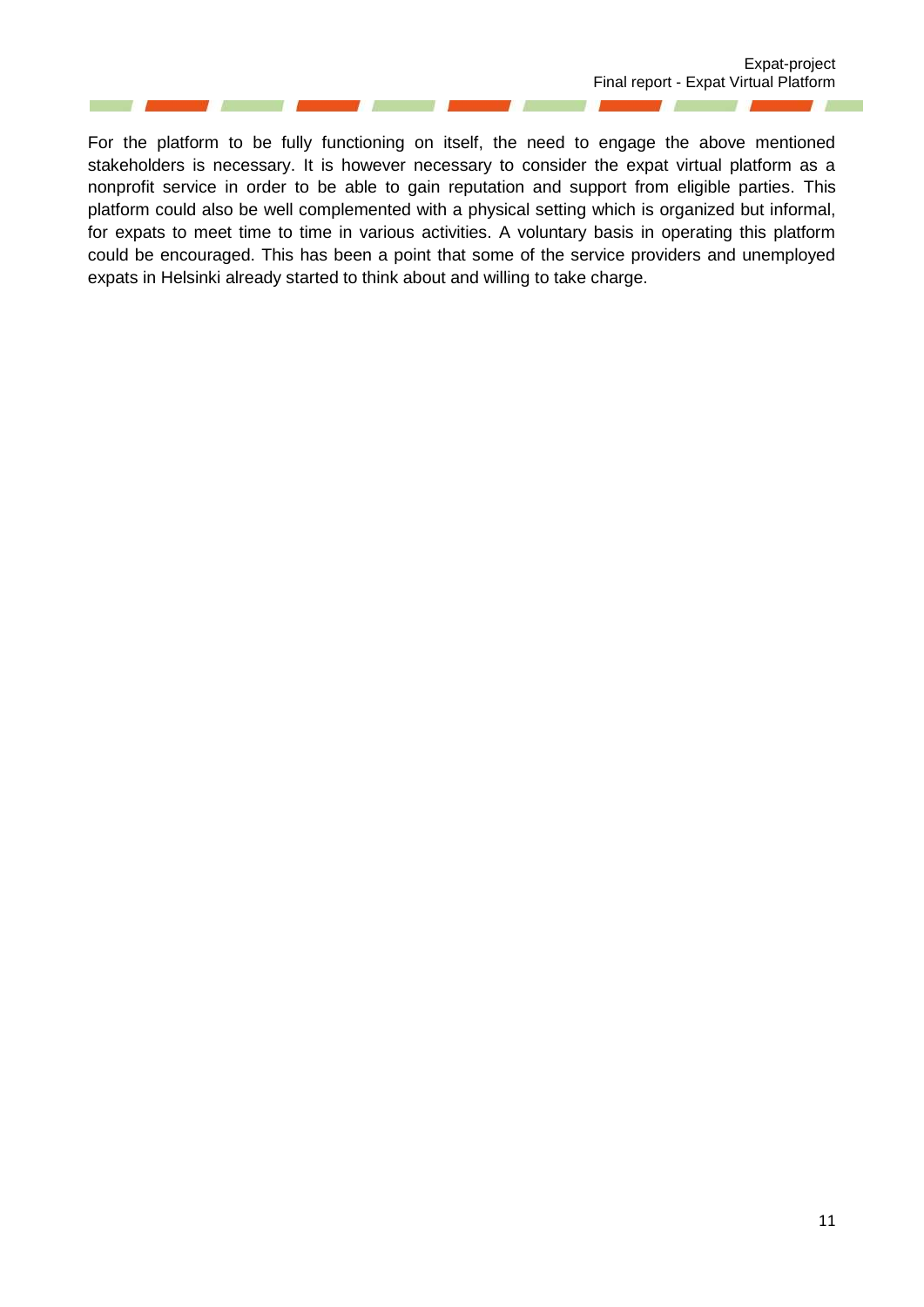For the platform to be fully functioning on itself, the need to engage the above mentioned stakeholders is necessary. It is however necessary to consider the expat virtual platform as a nonprofit service in order to be able to gain reputation and support from eligible parties. This platform could also be well complemented with a physical setting which is organized but informal, for expats to meet time to time in various activities. A voluntary basis in operating this platform could be encouraged. This has been a point that some of the service providers and unemployed expats in Helsinki already started to think about and willing to take charge.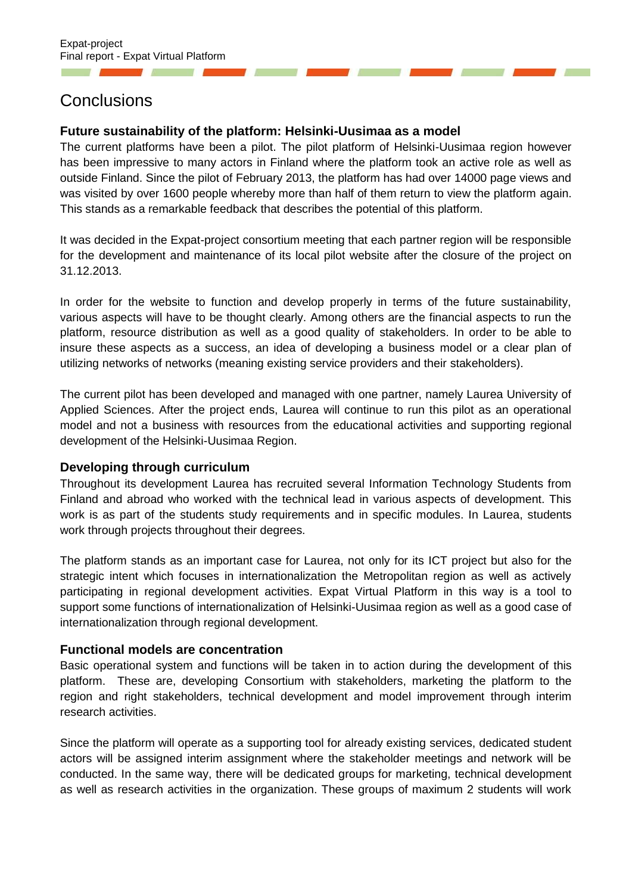# Conclusions

### Future sustainability of the platform: Helsinki-Uusimaa as a model

The current platforms have been a pilot. The pilot platform of Helsinki-Uusimaa region however has been impressive to many actors in Finland where the platform took an active role as well as outside Finland. Since the pilot of February 2013, the platform has had over 14000 page views and was visited by over 1600 people whereby more than half of them return to view the platform again. This stands as a remarkable feedback that describes the potential of this platform.

It was decided in the Expat-project consortium meeting that each partner region will be responsible for the development and maintenance of its local pilot website after the closure of the project on 31.12.2013.

In order for the website to function and develop properly in terms of the future sustainability, various aspects will have to be thought clearly. Among others are the financial aspects to run the platform, resource distribution as well as a good quality of stakeholders. In order to be able to insure these aspects as a success, an idea of developing a business model or a clear plan of utilizing networks of networks (meaning existing service providers and their stakeholders).

The current pilot has been developed and managed with one partner, namely Laurea University of Applied Sciences. After the project ends, Laurea will continue to run this pilot as an operational model and not a business with resources from the educational activities and supporting regional development of the Helsinki-Uusimaa Region.

### Developing through curriculum

Throughout its development Laurea has recruited several Information Technology Students from Finland and abroad who worked with the technical lead in various aspects of development. This work is as part of the students study requirements and in specific modules. In Laurea, students work through projects throughout their degrees.

The platform stands as an important case for Laurea, not only for its ICT project but also for the strategic intent which focuses in internationalization the Metropolitan region as well as actively participating in regional development activities. Expat Virtual Platform in this way is a tool to support some functions of internationalization of Helsinki-Uusimaa region as well as a good case of internationalization through regional development.

### Functional models are concentration

Basic operational system and functions will be taken in to action during the development of this platform. These are, developing Consortium with stakeholders, marketing the platform to the region and right stakeholders, technical development and model improvement through interim research activities.

Since the platform will operate as a supporting tool for already existing services, dedicated student actors will be assigned interim assignment where the stakeholder meetings and network will be conducted. In the same way, there will be dedicated groups for marketing, technical development as well as research activities in the organization. These groups of maximum 2 students will work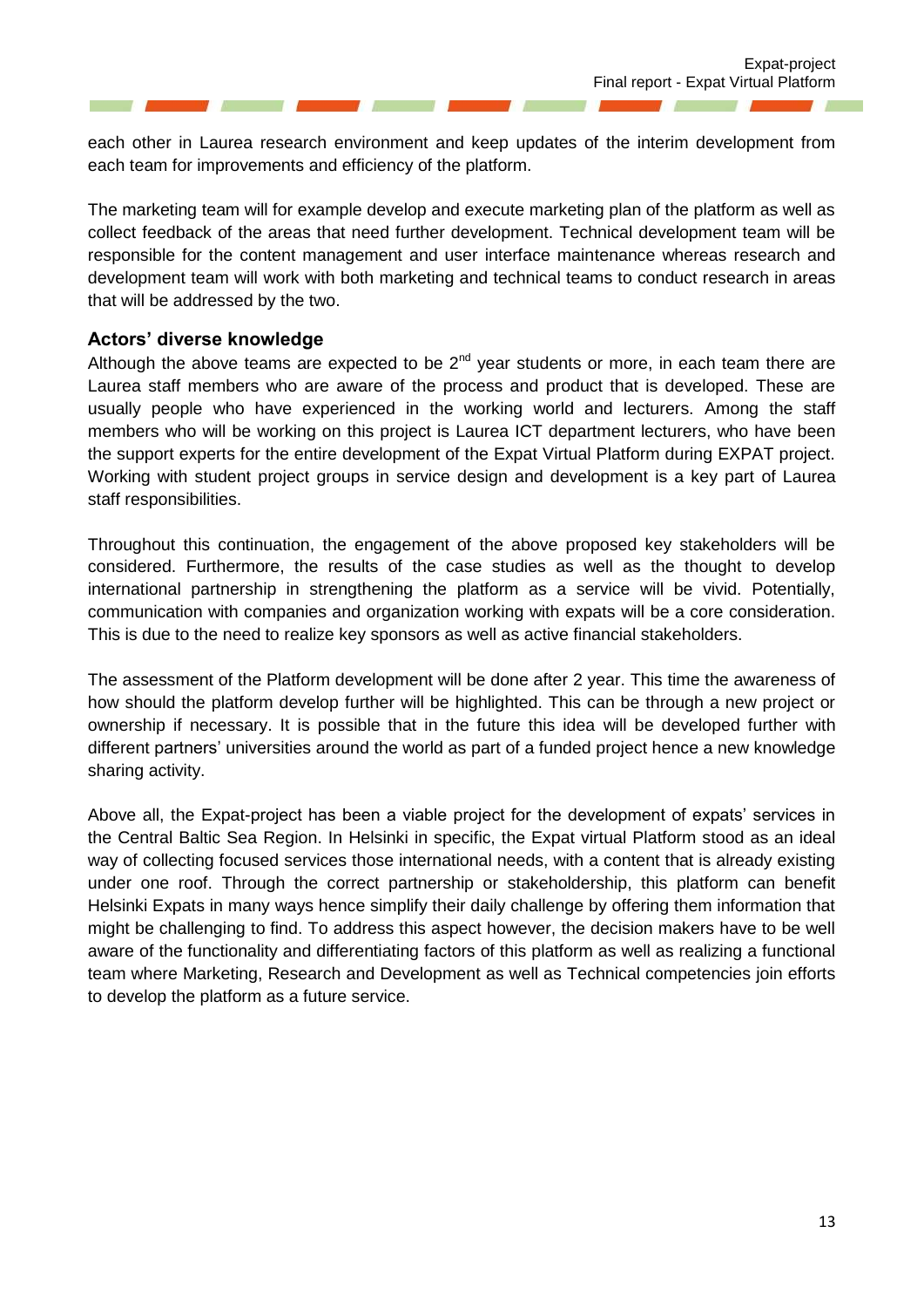each other in Laurea research environment and keep updates of the interim development from each team for improvements and efficiency of the platform.

The marketing team will for example develop and execute marketing plan of the platform as well as collect feedback of the areas that need further development. Technical development team will be responsible for the content management and user interface maintenance whereas research and development team will work with both marketing and technical teams to conduct research in areas that will be addressed by the two.

### Actors' diverse knowledge

Although the above teams are expected to be 2nd year students or more, in each team there are Laurea staff members who are aware of the process and product that is developed. These are usually people who have experienced in the working world and lecturers. Among the staff members who will be working on this project is Laurea ICT department lecturers, who have been the support experts for the entire development of the Expat Virtual Platform during EXPAT project. Working with student project groups in service design and development is a key part of Laurea staff responsibilities.

Throughout this continuation, the engagement of the above proposed key stakeholders will be considered. Furthermore, the results of the case studies as well as the thought to develop international partnership in strengthening the platform as a service will be vivid. Potentially, communication with companies and organization working with expats will be a core consideration. This is due to the need to realize key sponsors as well as active financial stakeholders.

The assessment of the Platform development will be done after 2 year. This time the awareness of how should the platform develop further will be highlighted. This can be through a new project or ownership if necessary. It is possible that in the future this idea will be developed further with different partners' universities around the world as part of a funded project hence a new knowledge sharing activity.

Above all, the Expat-project has been a viable project for the development of expats' services in the Central Baltic Sea Region. In Helsinki in specific, the Expat virtual Platform stood as an ideal way of collecting focused services those international needs, with a content that is already existing under one roof. Through the correct partnership or stakeholdership, this platform can benefit Helsinki Expats in many ways hence simplify their daily challenge by offering them information that might be challenging to find. To address this aspect however, the decision makers have to be well aware of the functionality and differentiating factors of this platform as well as realizing a functional team where Marketing, Research and Development as well as Technical competencies join efforts to develop the platform as a future service.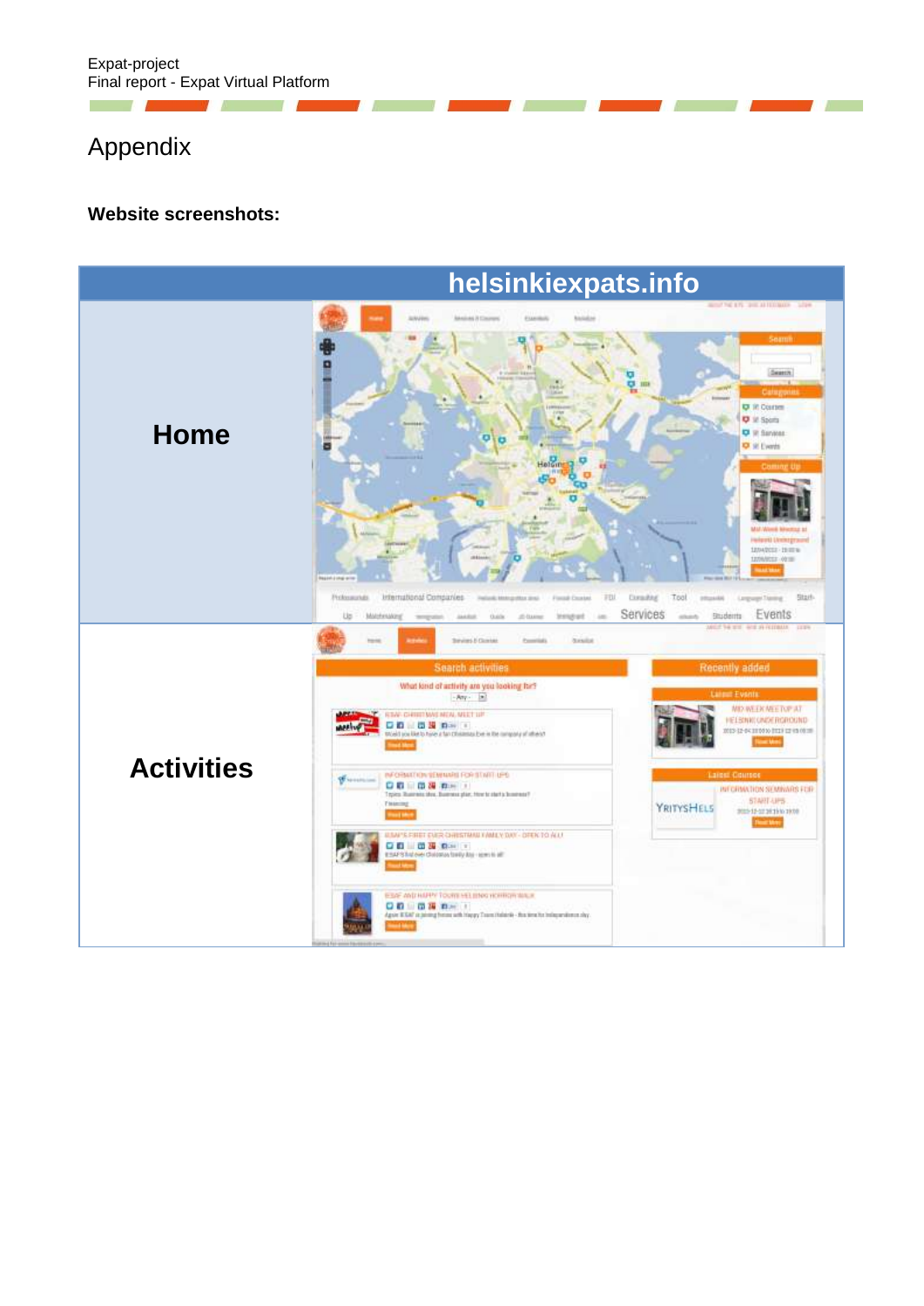# Appendix

**Website screenshots:**

| | helsinkiexpats.info |
|---|---|
| **Home** | |
| **Activities** | |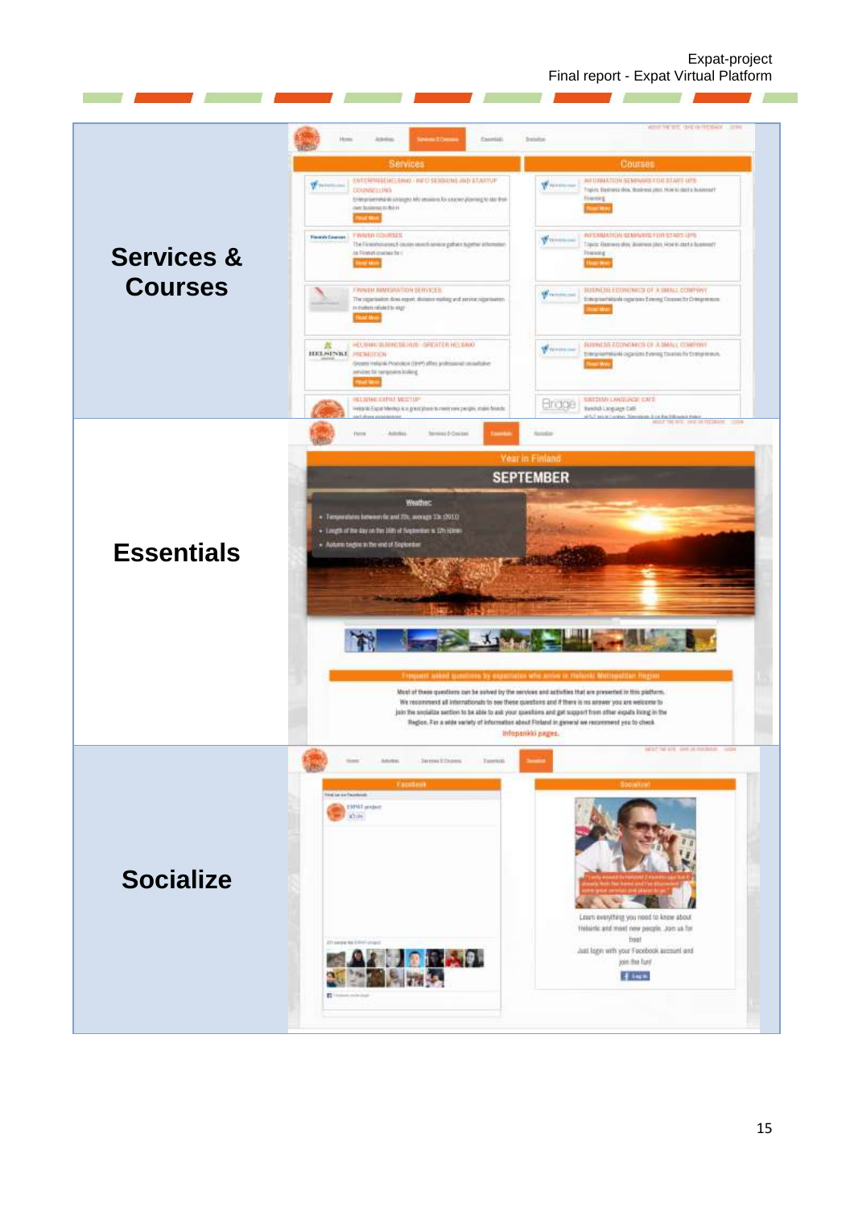| | |
|---|---|
| **Services & Courses** | |
| **Essentials** | |
| **Socialize** | |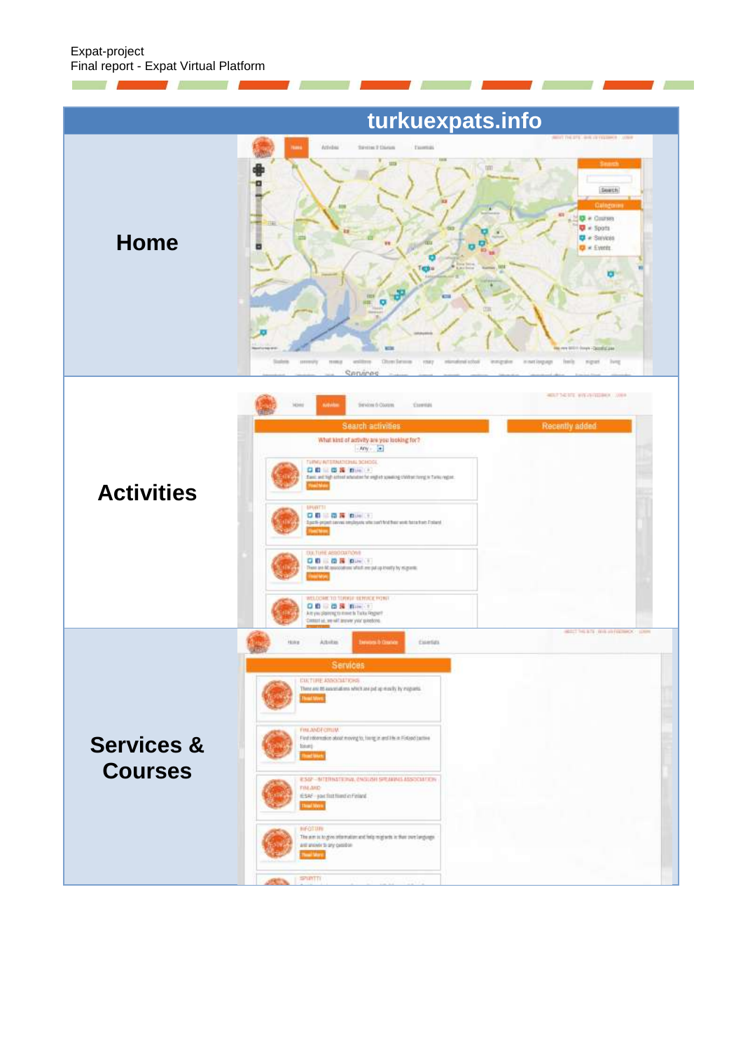| turkuexpats.info | |
|---|---|
| **Home** | |
| **Activities** | |
| **Services & Courses** | |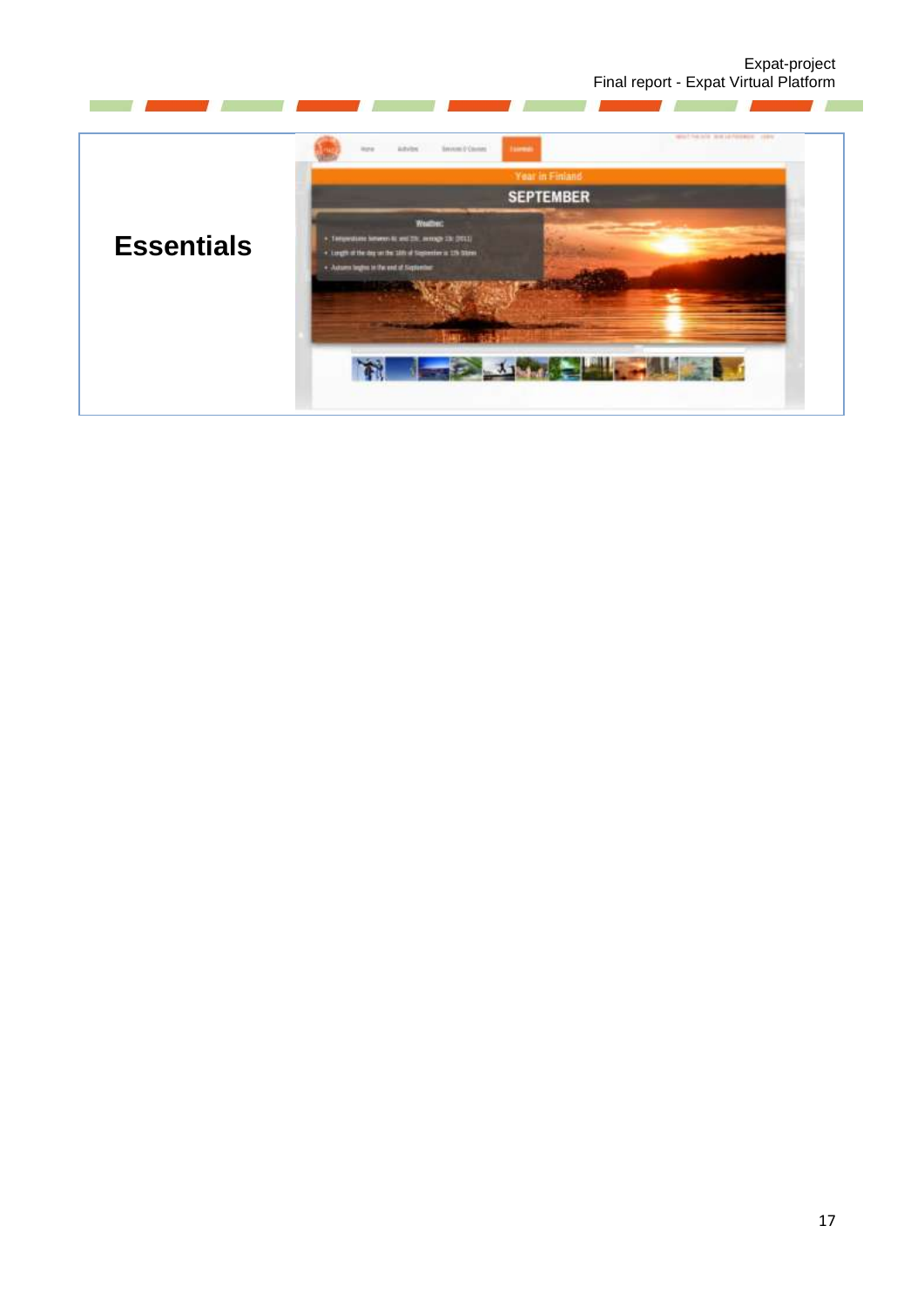**Essentials**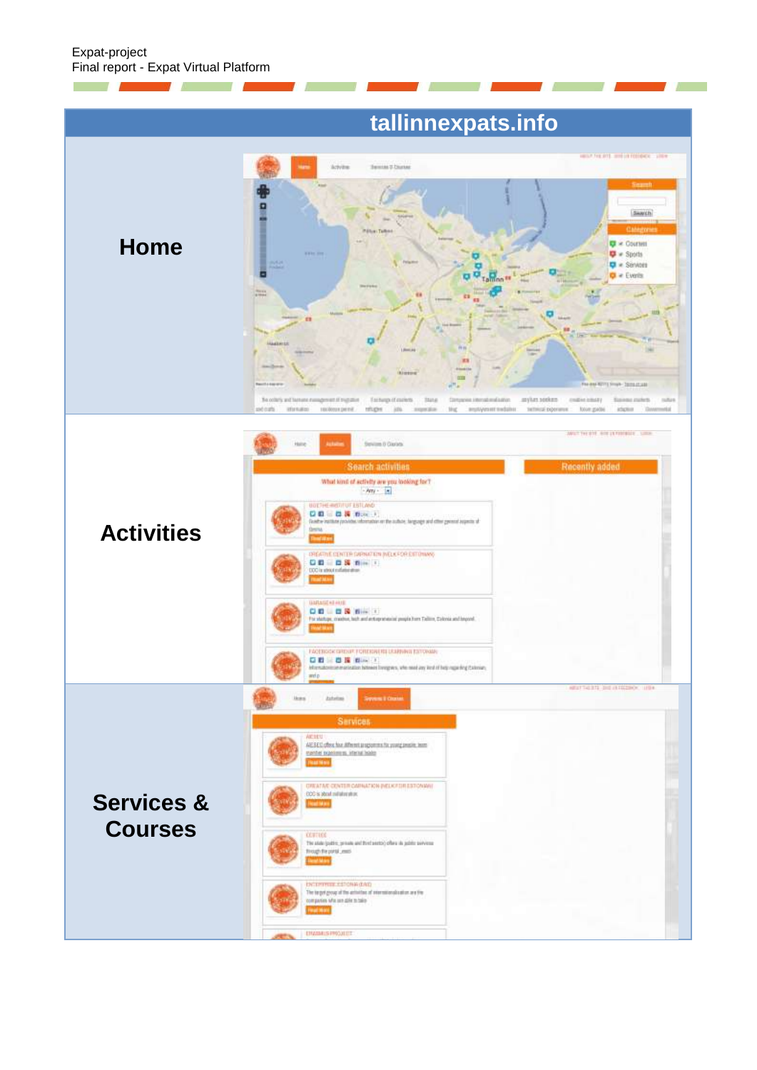| tallinnexpats.info | |
|---|---|
| **Home** | |
| **Activities** | |
| **Services & Courses** | |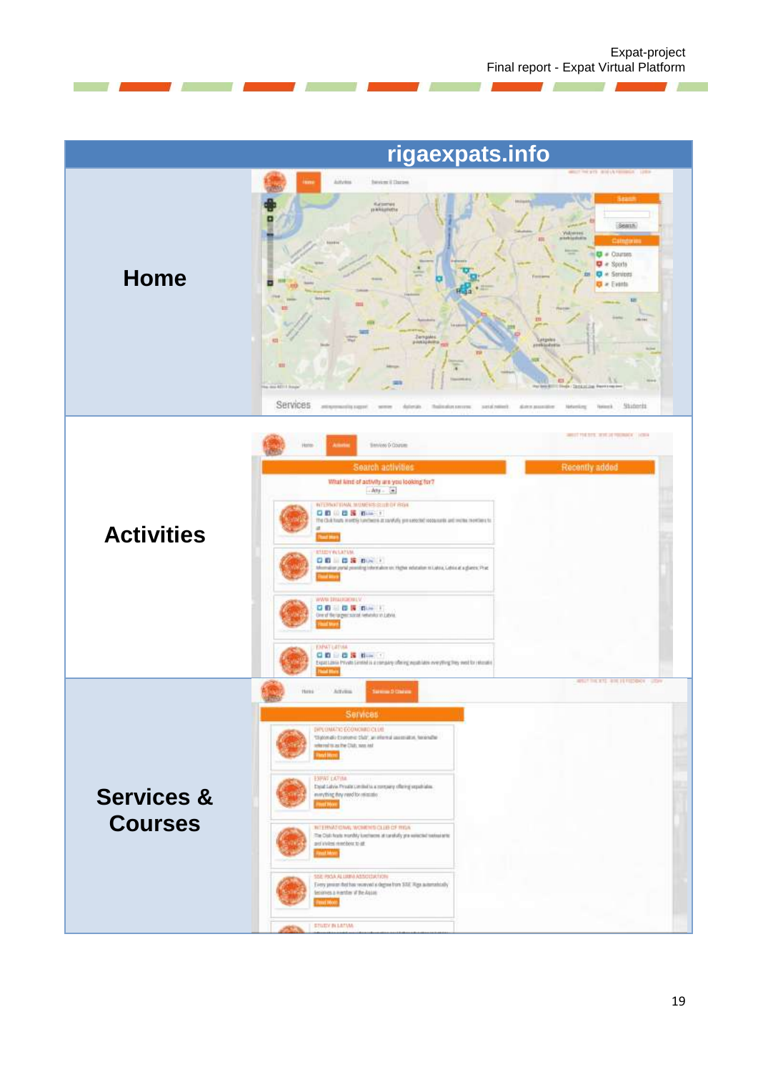| rigaexpats.info | |
|---|---|
| **Home** | |
| **Activities** | |
| **Services & Courses** | |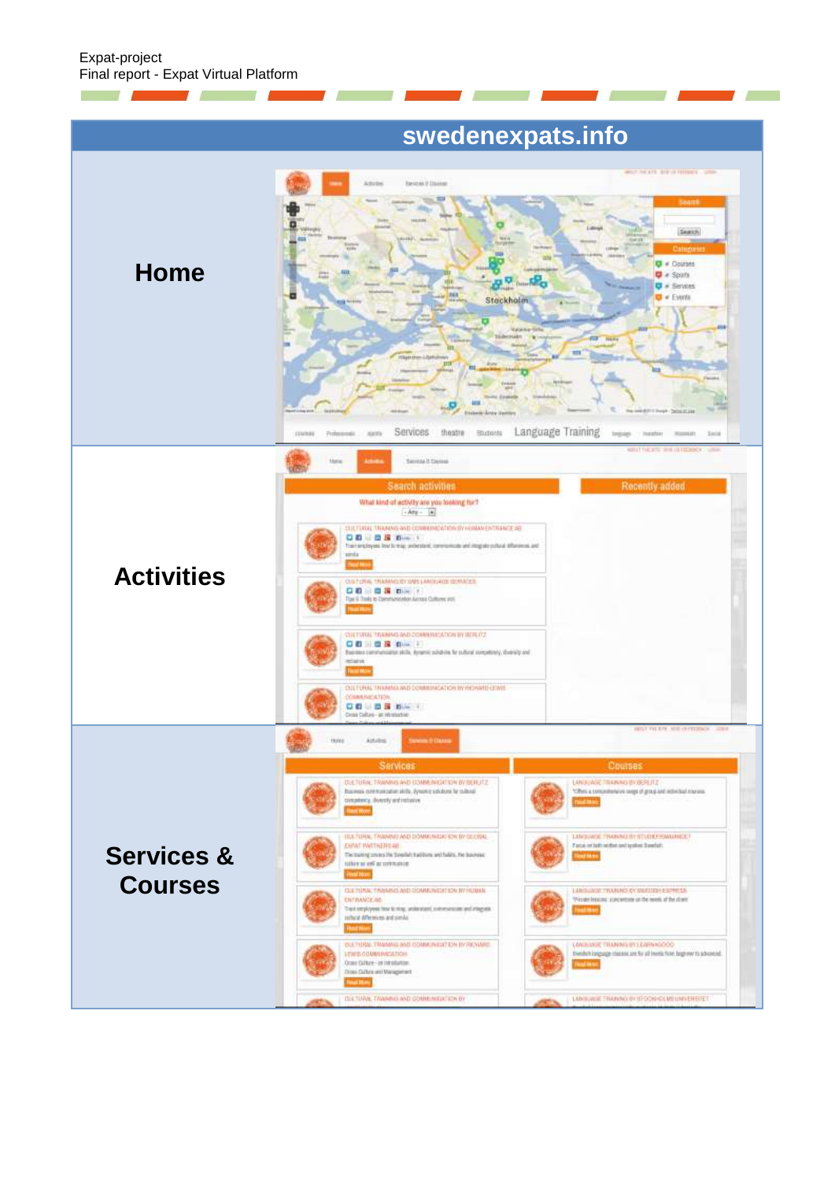| swedenexpats.info | |
|---|---|
| **Home** | |
| **Activities** | |
| **Services & Courses** | |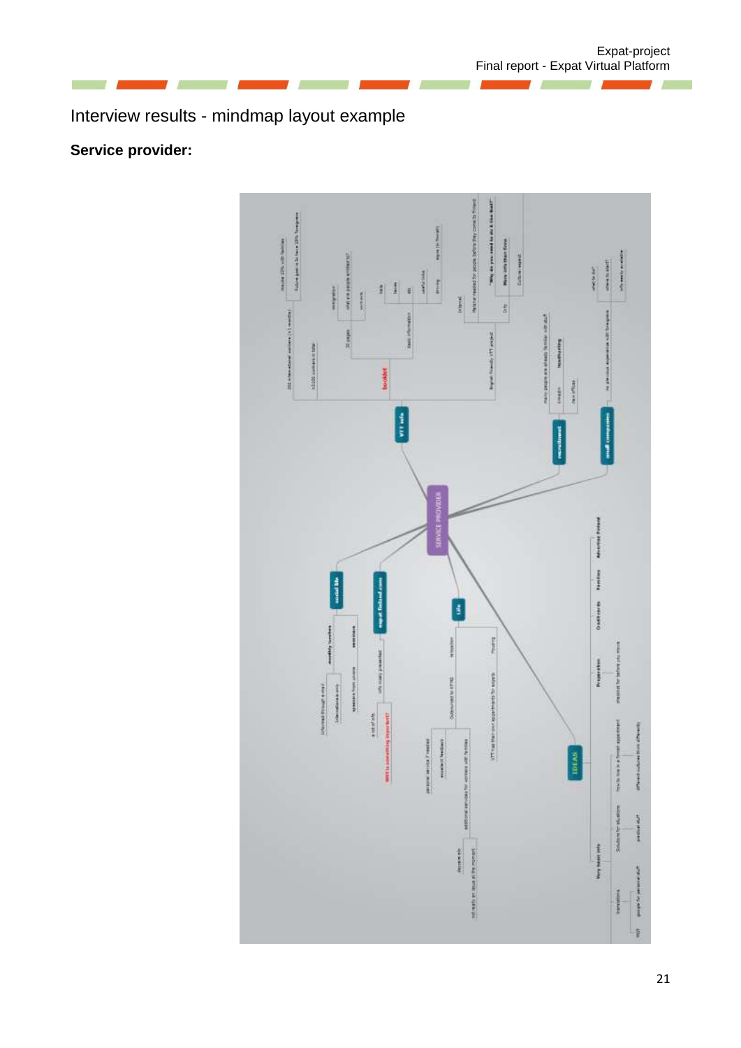## Interview results - mindmap layout example

**Service provider:**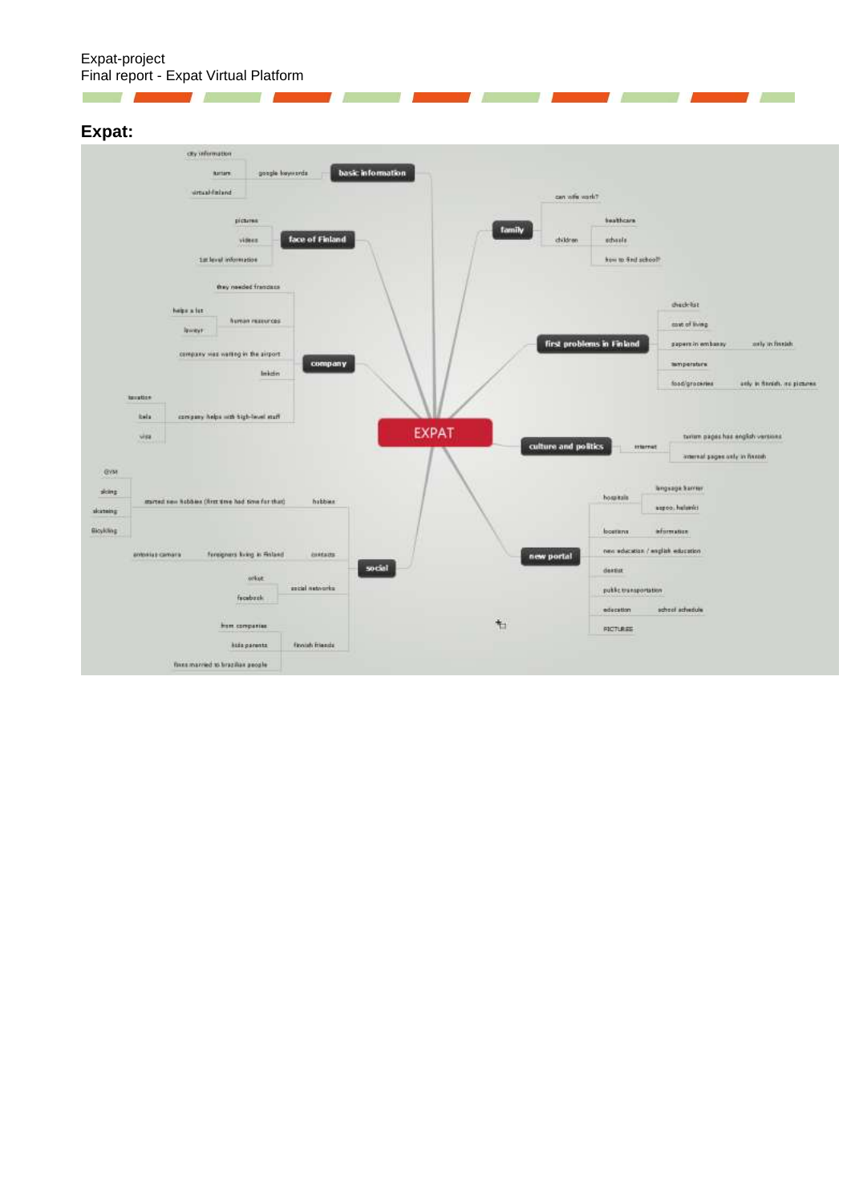## Expat:

- **EXPAT**
  - **basic information**
    - google keywords
      - city information
      - turism
      - virtual-finland
  - **face of Finland**
    - pictures
    - videos
    - 1st level information
  - **company**
    - they needed francisco
    - human resources
      - helps a lot
      - lawyer
    - company was waiting in the airport
    - linkdin
    - company helps with high-level stuff
      - taxation
      - kela
      - visa
  - **social**
    - hobbies
      - started new hobbies (first time had time for that)
        - gym
        - skiing
        - skateing
        - Bicykling
    - contacts
      - foreigners living in Finland
        - antonius camara
    - social networks
      - orkut
      - facebook
    - finnish friends
      - from companies
      - kids parents
      - finns married to brazilian people
  - **family**
    - can wife work?
    - children
      - healthcare
      - schools
      - how to find school?
  - **first problems in Finland**
    - check-list
    - cost of living
    - papers in embassy
      - only in finnish
    - temperature
    - food/groceries
      - only in finnish, no pictures
  - **culture and politics**
    - internet
      - turism pages has english versions
      - internal pages only in finnish
  - **new portal**
    - hospitals
      - language barrier
      - espoo, helsinki
    - locations
      - information
    - new education / english education
    - dentist
    - public transportation
    - education
      - school schedule
    - PICTURES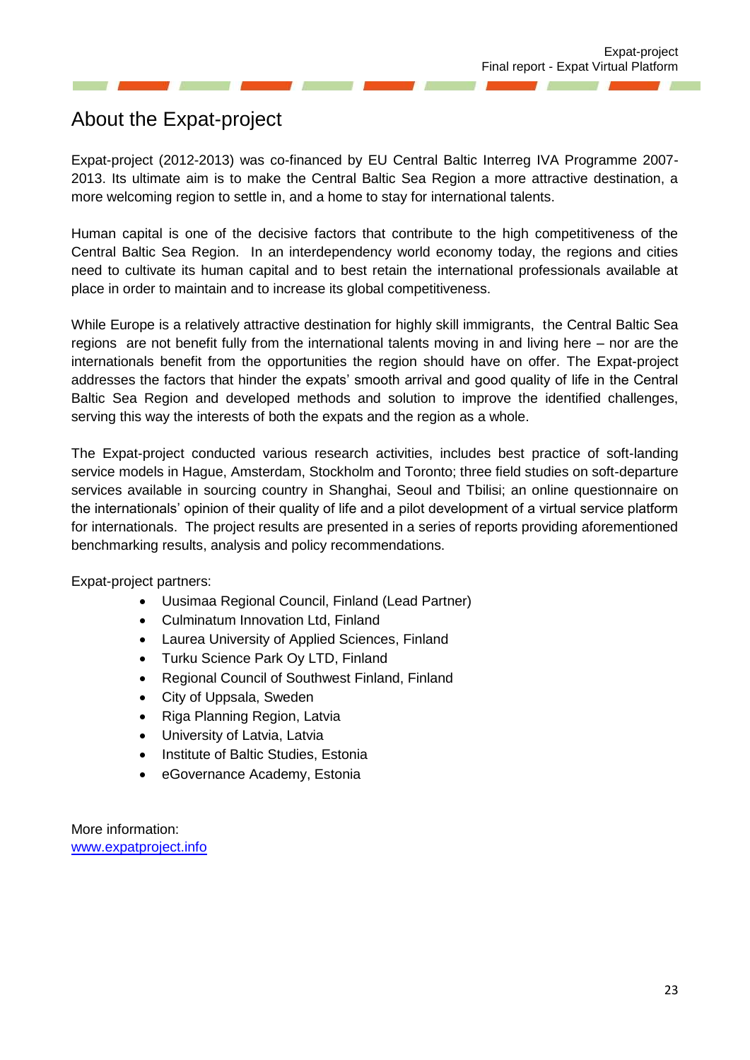# About the Expat-project

Expat-project (2012-2013) was co-financed by EU Central Baltic Interreg IVA Programme 2007-2013. Its ultimate aim is to make the Central Baltic Sea Region a more attractive destination, a more welcoming region to settle in, and a home to stay for international talents.

Human capital is one of the decisive factors that contribute to the high competitiveness of the Central Baltic Sea Region. In an interdependency world economy today, the regions and cities need to cultivate its human capital and to best retain the international professionals available at place in order to maintain and to increase its global competitiveness.

While Europe is a relatively attractive destination for highly skill immigrants, the Central Baltic Sea regions are not benefit fully from the international talents moving in and living here – nor are the internationals benefit from the opportunities the region should have on offer. The Expat-project addresses the factors that hinder the expats' smooth arrival and good quality of life in the Central Baltic Sea Region and developed methods and solution to improve the identified challenges, serving this way the interests of both the expats and the region as a whole.

The Expat-project conducted various research activities, includes best practice of soft-landing service models in Hague, Amsterdam, Stockholm and Toronto; three field studies on soft-departure services available in sourcing country in Shanghai, Seoul and Tbilisi; an online questionnaire on the internationals' opinion of their quality of life and a pilot development of a virtual service platform for internationals. The project results are presented in a series of reports providing aforementioned benchmarking results, analysis and policy recommendations.

Expat-project partners:

- Uusimaa Regional Council, Finland (Lead Partner)
- Culminatum Innovation Ltd, Finland
- Laurea University of Applied Sciences, Finland
- Turku Science Park Oy LTD, Finland
- Regional Council of Southwest Finland, Finland
- City of Uppsala, Sweden
- Riga Planning Region, Latvia
- University of Latvia, Latvia
- Institute of Baltic Studies, Estonia
- eGovernance Academy, Estonia

More information:
[www.expatproject.info](http://www.expatproject.info)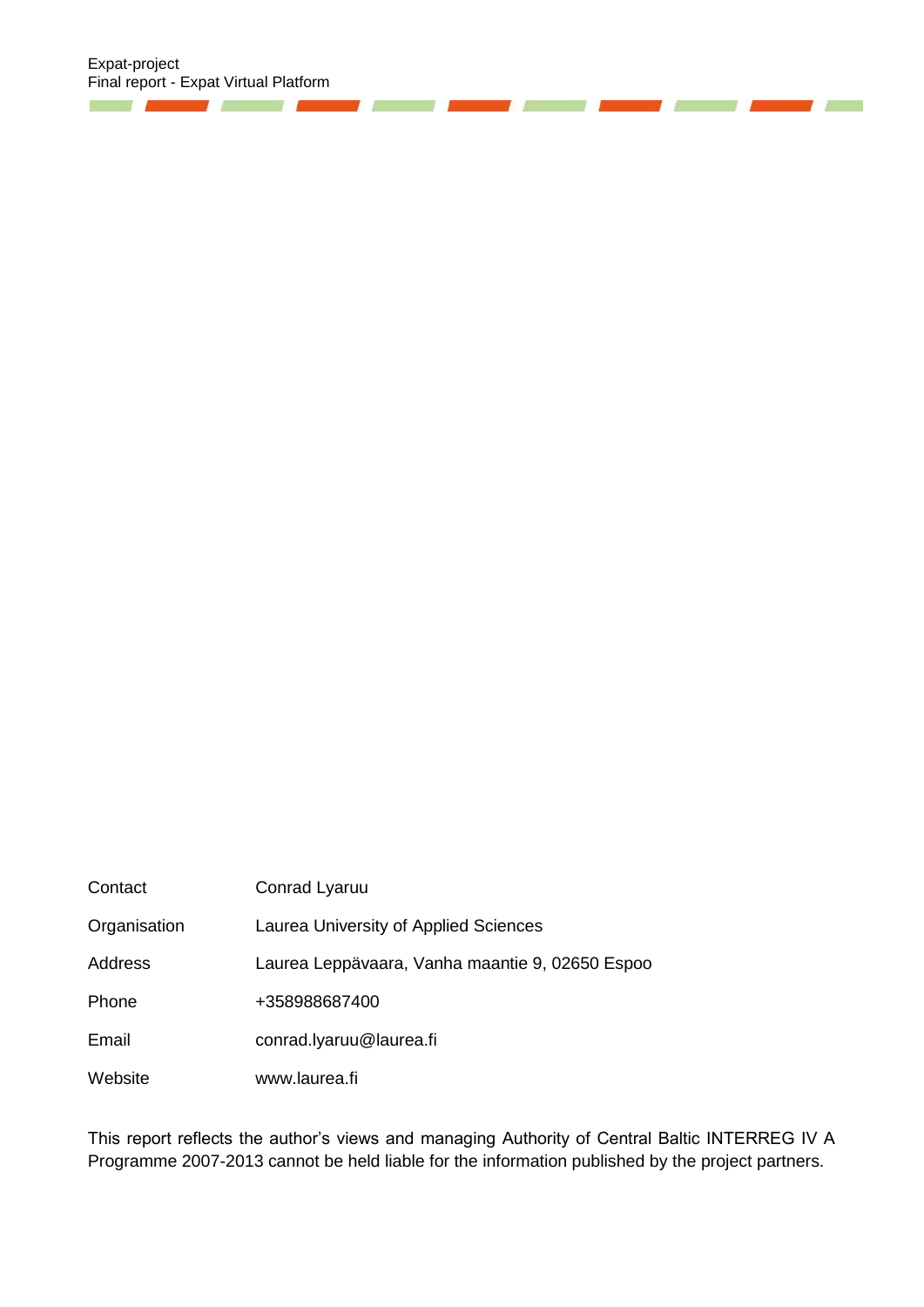| | |
|---|---|
| Contact | Conrad Lyaruu |
| Organisation | Laurea University of Applied Sciences |
| Address | Laurea Leppävaara, Vanha maantie 9, 02650 Espoo |
| Phone | +358988687400 |
| Email | conrad.lyaruu@laurea.fi |
| Website | www.laurea.fi |

This report reflects the author's views and managing Authority of Central Baltic INTERREG IV A Programme 2007-2013 cannot be held liable for the information published by the project partners.